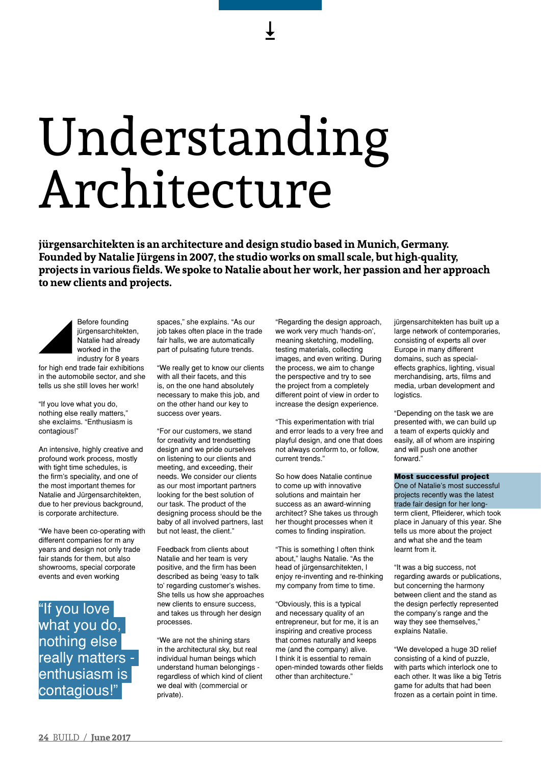# Understanding Architecture

**jürgensarchitekten is an architecture and design studio based in Munich, Germany. Founded by Natalie Jürgens in 2007, the studio works on small scale, but high-quality, projects in various fields. We spoke to Natalie about her work, her passion and her approach to new clients and projects.**

Before founding jürgensarchitekten, Natalie had already worked in the industry for 8 years for high end trade fair exhibitions in the automobile sector, and she tells us she still loves her work!

"If you love what you do, nothing else really matters," she exclaims. "Enthusiasm is contagious!"

An intensive, highly creative and profound work process, mostly with tight time schedules, is the firm's speciality, and one of the most important themes for Natalie and Jürgensarchitekten, due to her previous background, is corporate architecture.

"We have been co-operating with different companies for m any years and design not only trade fair stands for them, but also showrooms, special corporate events and even working spaces," she explains. "As our job takes often place in the trade fair halls, we are automatically part of pulsating future trends.

> "If you love what you do, nothing else really matters - enthusiasm is contagious!"

"We really get to know our clients with all their facets, and this is, on the one hand absolutely necessary to make this job, and on the other hand our key to success over years.

"For our customers, we stand for creativity and trendsetting design and we pride ourselves on listening to our clients and meeting, and exceeding, their needs. We consider our clients as our most important partners looking for the best solution of our task. The product of the designing process should be the baby of all involved partners, last but not least, the client."

Feedback from clients about Natalie and her team is very positive, and the firm has been described as being 'easy to talk to' regarding customer's wishes. She tells us how she approaches new clients to ensure success, and takes us through her design processes.

"We are not the shining stars in the architectural sky, but real individual human beings which understand human belongings - regardless of which kind of client we deal with (commercial or private).

"Regarding the design approach, we work very much 'hands-on', meaning sketching, modelling, testing materials, collecting images, and even writing. During the process, we aim to change the perspective and try to see the project from a completely different point of view in order to increase the design experience.

"This experimentation with trial and error leads to a very free and playful design, and one that does not always conform to, or follow, current trends."

So how does Natalie continue to come up with innovative solutions and maintain her success as an award-winning architect? She takes us through her thought processes when it comes to finding inspiration.

"This is something I often think about," laughs Natalie. "As the head of jürgensarchitekten, I enjoy re-inventing and re-thinking my company from time to time.

"Obviously, this is a typical and necessary quality of an entrepreneur, but for me, it is an inspiring and creative process that comes naturally and keeps me (and the company) alive. I think it is essential to remain open-minded towards other fields other than architecture."

jürgensarchitekten has built up a large network of contemporaries, consisting of experts all over Europe in many different domains, such as special-effects graphics, lighting, visual merchandising, arts, films and media, urban development and logistics.

"Depending on the task we are presented with, we can build up a team of experts quickly and easily, all of whom are inspiring and will push one another forward."

### Most successful project

One of Natalie's most successful projects recently was the latest trade fair design for her long-term client, Pfleiderer, which took place in January of this year. She tells us more about the project and what she and the team learnt from it.

"It was a big success, not regarding awards or publications, but concerning the harmony between client and the stand as the design perfectly represented the company's range and the way they see themselves," explains Natalie.

"We developed a huge 3D relief consisting of a kind of puzzle, with parts which interlock one to each other. It was like a big Tetris game for adults that had been frozen as a certain point in time.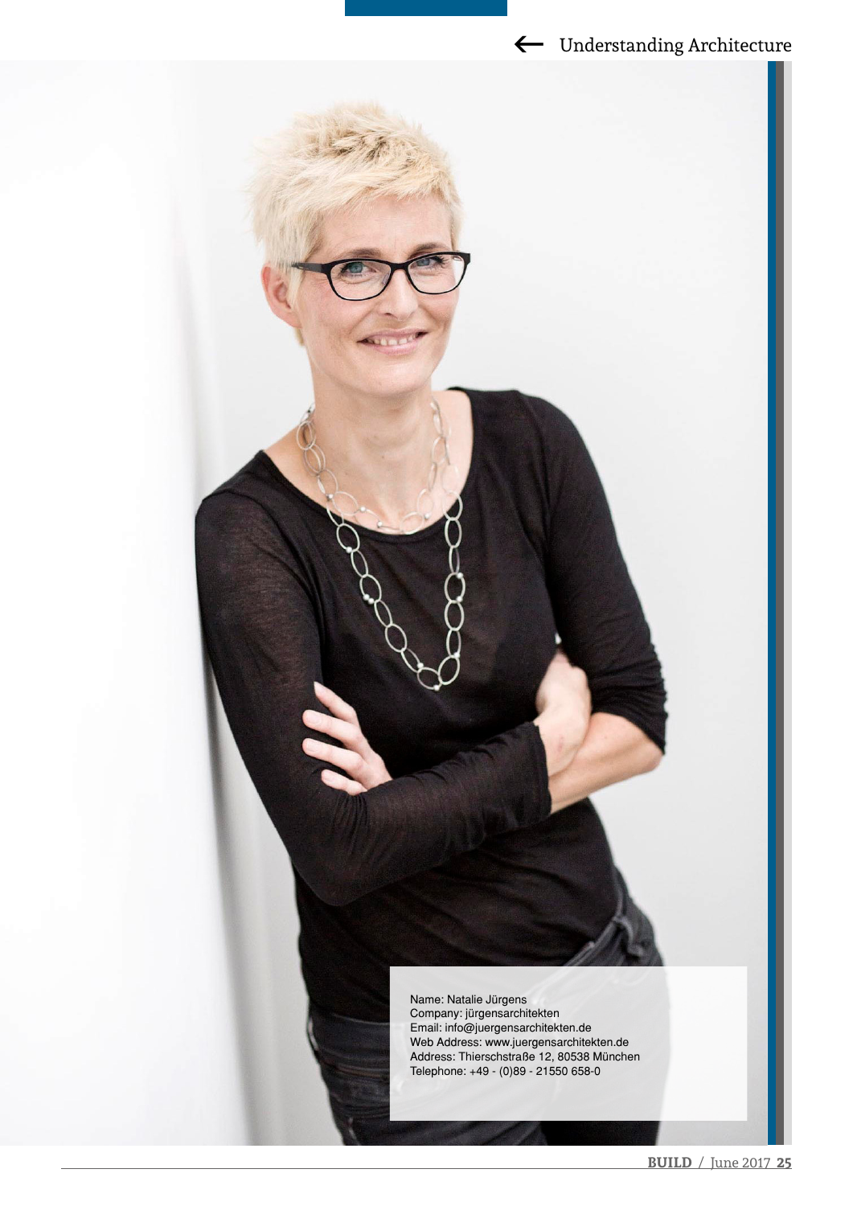Name: Natalie Jürgens
Company: jürgensarchitekten
Email: info@juergensarchitekten.de
Web Address: www.juergensarchitekten.de
Address: Thierschstraße 12, 80538 München
Telephone: +49 - (0)89 - 21550 658-0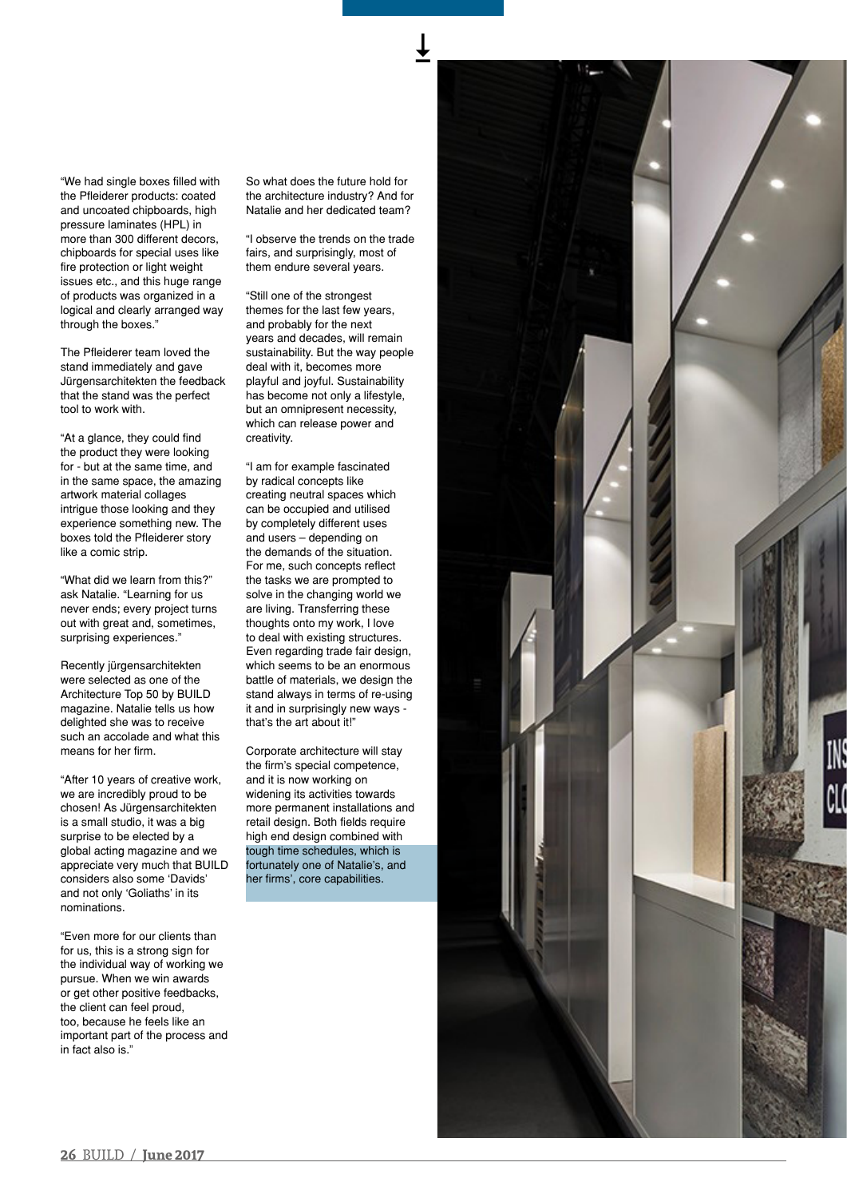"We had single boxes filled with the Pfleiderer products: coated and uncoated chipboards, high pressure laminates (HPL) in more than 300 different decors, chipboards for special uses like fire protection or light weight issues etc., and this huge range of products was organized in a logical and clearly arranged way through the boxes."

The Pfleiderer team loved the stand immediately and gave Jürgensarchitekten the feedback that the stand was the perfect tool to work with.

"At a glance, they could find the product they were looking for - but at the same time, and in the same space, the amazing artwork material collages intrigue those looking and they experience something new. The boxes told the Pfleiderer story like a comic strip.

"What did we learn from this?" ask Natalie. "Learning for us never ends; every project turns out with great and, sometimes, surprising experiences."

Recently jürgensarchitekten were selected as one of the Architecture Top 50 by BUILD magazine. Natalie tells us how delighted she was to receive such an accolade and what this means for her firm.

"After 10 years of creative work, we are incredibly proud to be chosen! As Jürgensarchitekten is a small studio, it was a big surprise to be elected by a global acting magazine and we appreciate very much that BUILD considers also some 'Davids' and not only 'Goliaths' in its nominations.

"Even more for our clients than for us, this is a strong sign for the individual way of working we pursue. When we win awards or get other positive feedbacks, the client can feel proud, too, because he feels like an important part of the process and in fact also is."

So what does the future hold for the architecture industry? And for Natalie and her dedicated team?

"I observe the trends on the trade fairs, and surprisingly, most of them endure several years.

"Still one of the strongest themes for the last few years, and probably for the next years and decades, will remain sustainability. But the way people deal with it, becomes more playful and joyful. Sustainability has become not only a lifestyle, but an omnipresent necessity, which can release power and creativity.

"I am for example fascinated by radical concepts like creating neutral spaces which can be occupied and utilised by completely different uses and users – depending on the demands of the situation. For me, such concepts reflect the tasks we are prompted to solve in the changing world we are living. Transferring these thoughts onto my work, I love to deal with existing structures. Even regarding trade fair design, which seems to be an enormous battle of materials, we design the stand always in terms of re-using it and in surprisingly new ways - that's the art about it!"

Corporate architecture will stay the firm's special competence, and it is now working on widening its activities towards more permanent installations and retail design. Both fields require high end design combined with tough time schedules, which is fortunately one of Natalie's, and her firms', core capabilities.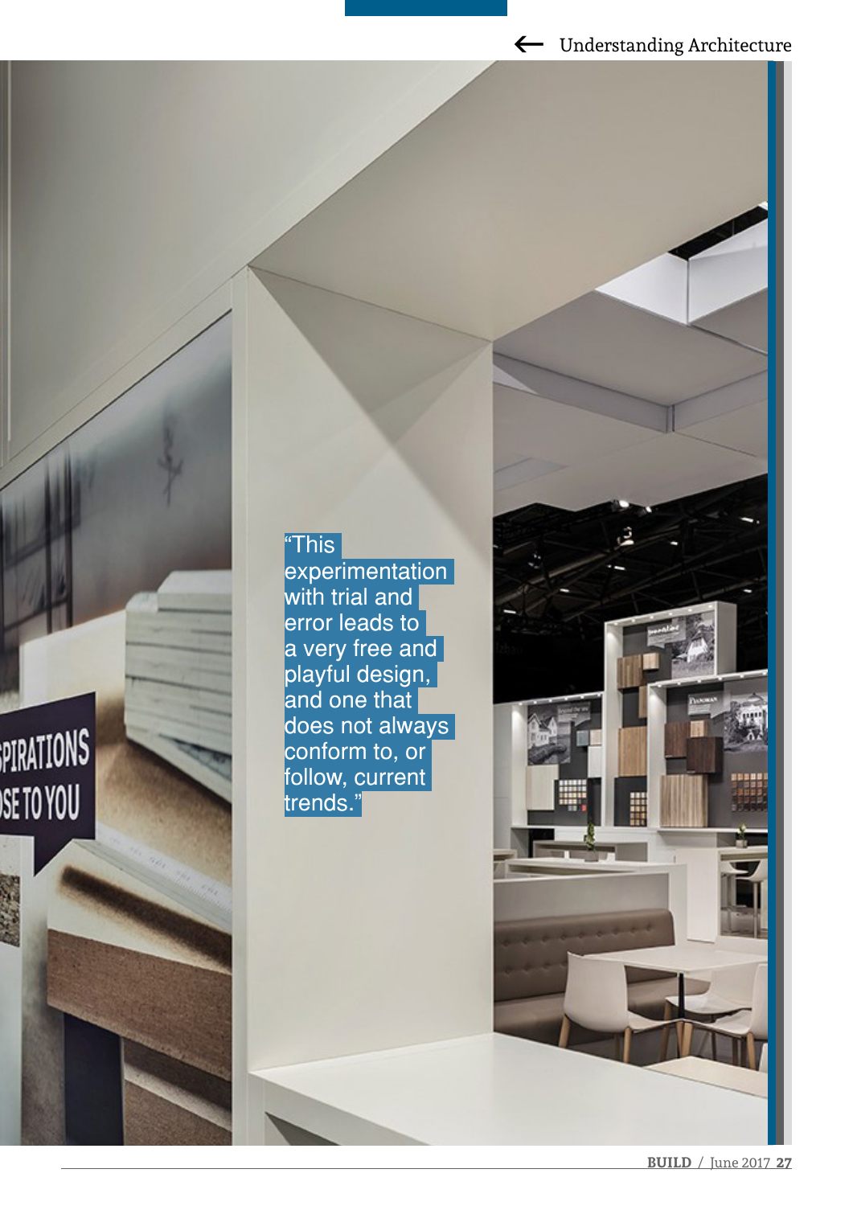"This experimentation with trial and error leads to a very free and playful design, and one that does not always conform to, or follow, current trends."